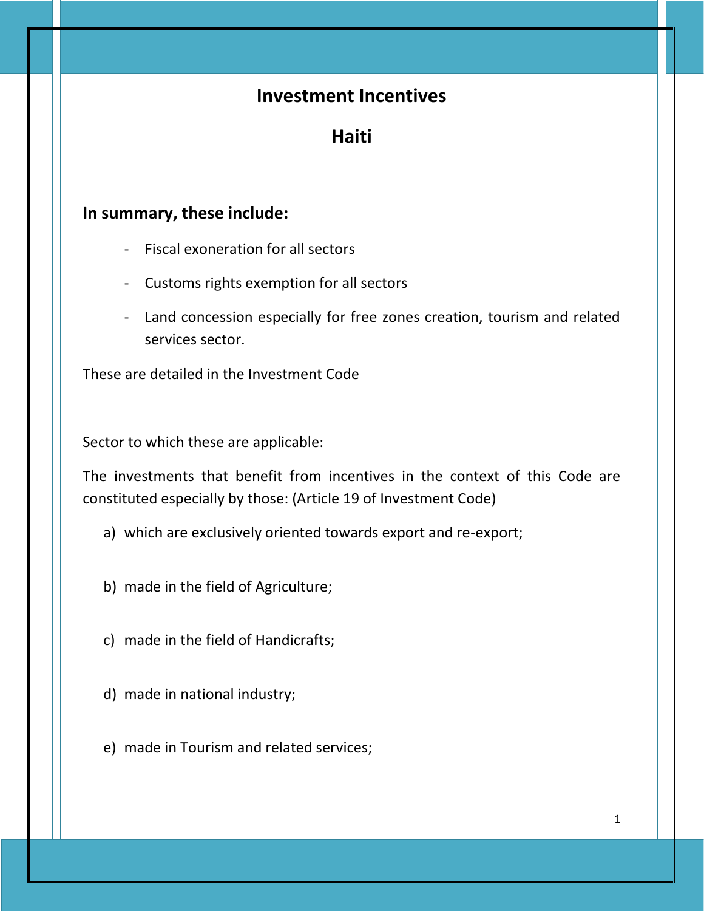# Investment Incentives

## Haiti

### In summary, these include:

- Fiscal exoneration for all sectors
- Customs rights exemption for all sectors
- Land concession especially for free zones creation, tourism and related services sector.

These are detailed in the Investment Code

Sector to which these are applicable:

The investments that benefit from incentives in the context of this Code are constituted especially by those: (Article 19 of Investment Code)

a) which are exclusively oriented towards export and re-export;

b) made in the field of Agriculture;

c) made in the field of Handicrafts;

d) made in national industry;

e) made in Tourism and related services;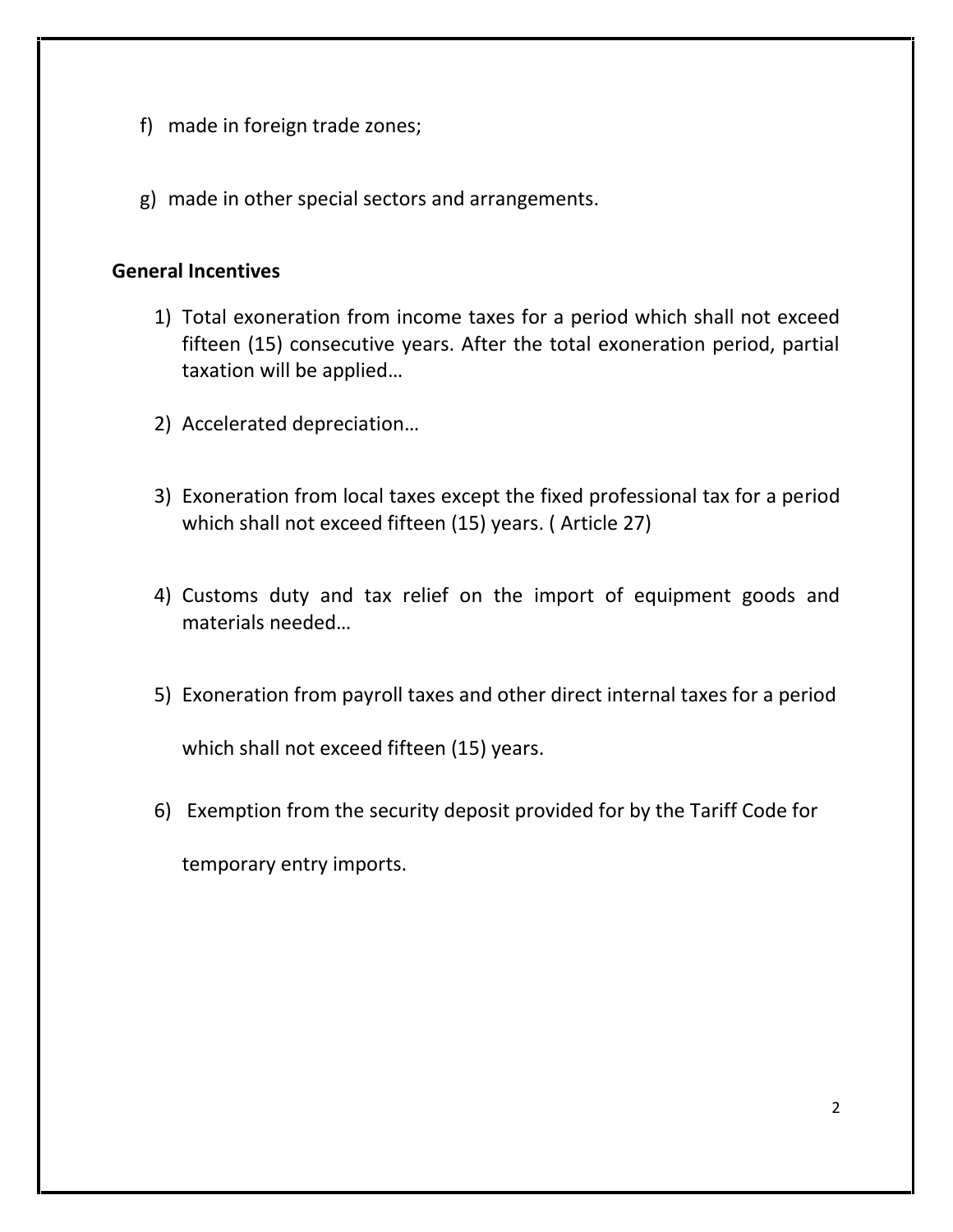f) made in foreign trade zones;

g) made in other special sectors and arrangements.

**General Incentives**

1) Total exoneration from income taxes for a period which shall not exceed fifteen (15) consecutive years. After the total exoneration period, partial taxation will be applied…

2) Accelerated depreciation…

3) Exoneration from local taxes except the fixed professional tax for a period which shall not exceed fifteen (15) years. ( Article 27)

4) Customs duty and tax relief on the import of equipment goods and materials needed…

5) Exoneration from payroll taxes and other direct internal taxes for a period which shall not exceed fifteen (15) years.

6) Exemption from the security deposit provided for by the Tariff Code for temporary entry imports.